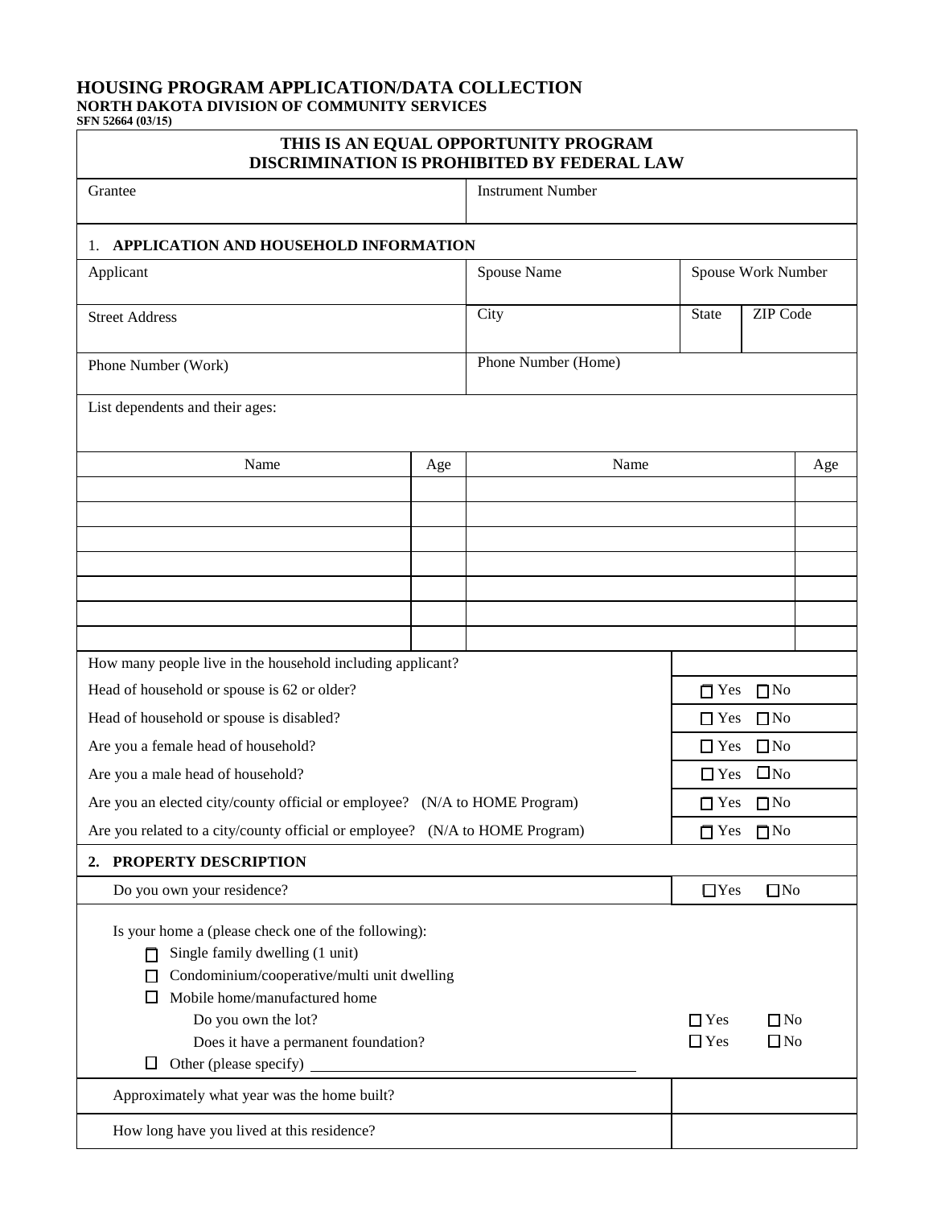# HOUSING PROGRAM APPLICATION/DATA COLLECTION

**NORTH DAKOTA DIVISION OF COMMUNITY SERVICES**
**SFN 52664 (03/15)**

**THIS IS AN EQUAL OPPORTUNITY PROGRAM**
**DISCRIMINATION IS PROHIBITED BY FEDERAL LAW**

| Grantee | Instrument Number |
|---|---|
| | |

## 1. APPLICATION AND HOUSEHOLD INFORMATION

| Applicant | Spouse Name | Spouse Work Number | |
|---|---|---|---|
| Street Address | City | State | ZIP Code |
| Phone Number (Work) | Phone Number (Home) | | |

List dependents and their ages:

| Name | Age | Name | Age |
|---|---|---|---|
| | | | |
| | | | |
| | | | |
| | | | |
| | | | |
| | | | |
| | | | |

| Question | Response |
|---|---|
| How many people live in the household including applicant? | |
| Head of household or spouse is 62 or older? | ☐ Yes ☐ No |
| Head of household or spouse is disabled? | ☐ Yes ☐ No |
| Are you a female head of household? | ☐ Yes ☐ No |
| Are you a male head of household? | ☐ Yes ☐ No |
| Are you an elected city/county official or employee? (N/A to HOME Program) | ☐ Yes ☐ No |
| Are you related to a city/county official or employee? (N/A to HOME Program) | ☐ Yes ☐ No |

## 2. PROPERTY DESCRIPTION

| Question | Response |
|---|---|
| Do you own your residence? | ☐ Yes ☐ No |

Is your home a (please check one of the following):

- ☐ Single family dwelling (1 unit)
- ☐ Condominium/cooperative/multi unit dwelling
- ☐ Mobile home/manufactured home
  - Do you own the lot? ☐ Yes ☐ No
  - Does it have a permanent foundation? ☐ Yes ☐ No
- ☐ Other (please specify) ______________________________

| Question | Response |
|---|---|
| Approximately what year was the home built? | |
| How long have you lived at this residence? | |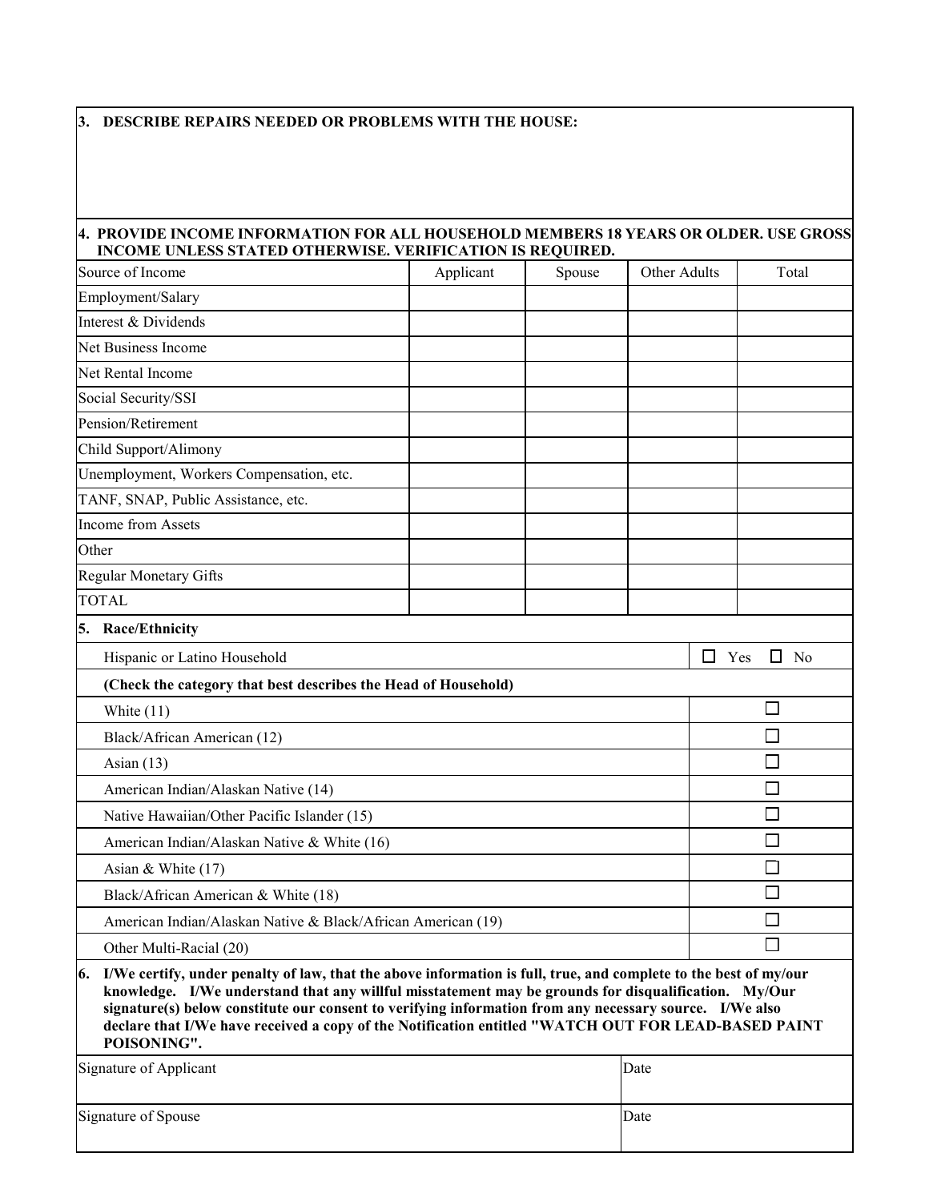### 3. DESCRIBE REPAIRS NEEDED OR PROBLEMS WITH THE HOUSE:

### 4. PROVIDE INCOME INFORMATION FOR ALL HOUSEHOLD MEMBERS 18 YEARS OR OLDER. USE GROSS INCOME UNLESS STATED OTHERWISE. VERIFICATION IS REQUIRED.

| Source of Income | Applicant | Spouse | Other Adults | Total |
|---|---|---|---|---|
| Employment/Salary | | | | |
| Interest & Dividends | | | | |
| Net Business Income | | | | |
| Net Rental Income | | | | |
| Social Security/SSI | | | | |
| Pension/Retirement | | | | |
| Child Support/Alimony | | | | |
| Unemployment, Workers Compensation, etc. | | | | |
| TANF, SNAP, Public Assistance, etc. | | | | |
| Income from Assets | | | | |
| Other | | | | |
| Regular Monetary Gifts | | | | |
| TOTAL | | | | |

### 5. Race/Ethnicity

| | |
|---|---|
| Hispanic or Latino Household | ☐ Yes ☐ No |
| **(Check the category that best describes the Head of Household)** | |
| White (11) | ☐ |
| Black/African American (12) | ☐ |
| Asian (13) | ☐ |
| American Indian/Alaskan Native (14) | ☐ |
| Native Hawaiian/Other Pacific Islander (15) | ☐ |
| American Indian/Alaskan Native & White (16) | ☐ |
| Asian & White (17) | ☐ |
| Black/African American & White (18) | ☐ |
| American Indian/Alaskan Native & Black/African American (19) | ☐ |
| Other Multi-Racial (20) | ☐ |

**6. I/We certify, under penalty of law, that the above information is full, true, and complete to the best of my/our knowledge. I/We understand that any willful misstatement may be grounds for disqualification. My/Our signature(s) below constitute our consent to verifying information from any necessary source. I/We also declare that I/We have received a copy of the Notification entitled "WATCH OUT FOR LEAD-BASED PAINT POISONING".**

| Signature of Applicant | Date |
|---|---|
| Signature of Spouse | Date |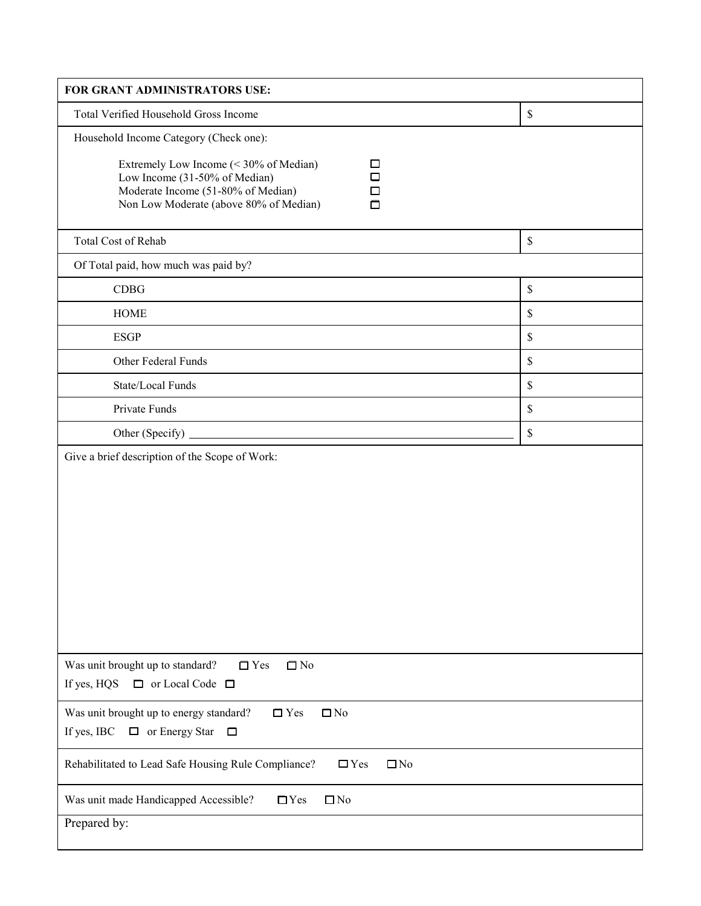**FOR GRANT ADMINISTRATORS USE:**

| | |
|---|---|
| Total Verified Household Gross Income | $ |

Household Income Category (Check one):

- Extremely Low Income (< 30% of Median) ☐
- Low Income (31-50% of Median) ☐
- Moderate Income (51-80% of Median) ☐
- Non Low Moderate (above 80% of Median) ☐

| | |
|---|---|
| Total Cost of Rehab | $ |
| Of Total paid, how much was paid by? | |
| CDBG | $ |
| HOME | $ |
| ESGP | $ |
| Other Federal Funds | $ |
| State/Local Funds | $ |
| Private Funds | $ |
| Other (Specify) ______________________________ | $ |

Give a brief description of the Scope of Work:

Was unit brought up to standard? ☐ Yes ☐ No

If yes, HQS ☐ or Local Code ☐

Was unit brought up to energy standard? ☐ Yes ☐ No

If yes, IBC ☐ or Energy Star ☐

Rehabilitated to Lead Safe Housing Rule Compliance? ☐ Yes ☐ No

Was unit made Handicapped Accessible? ☐ Yes ☐ No

Prepared by: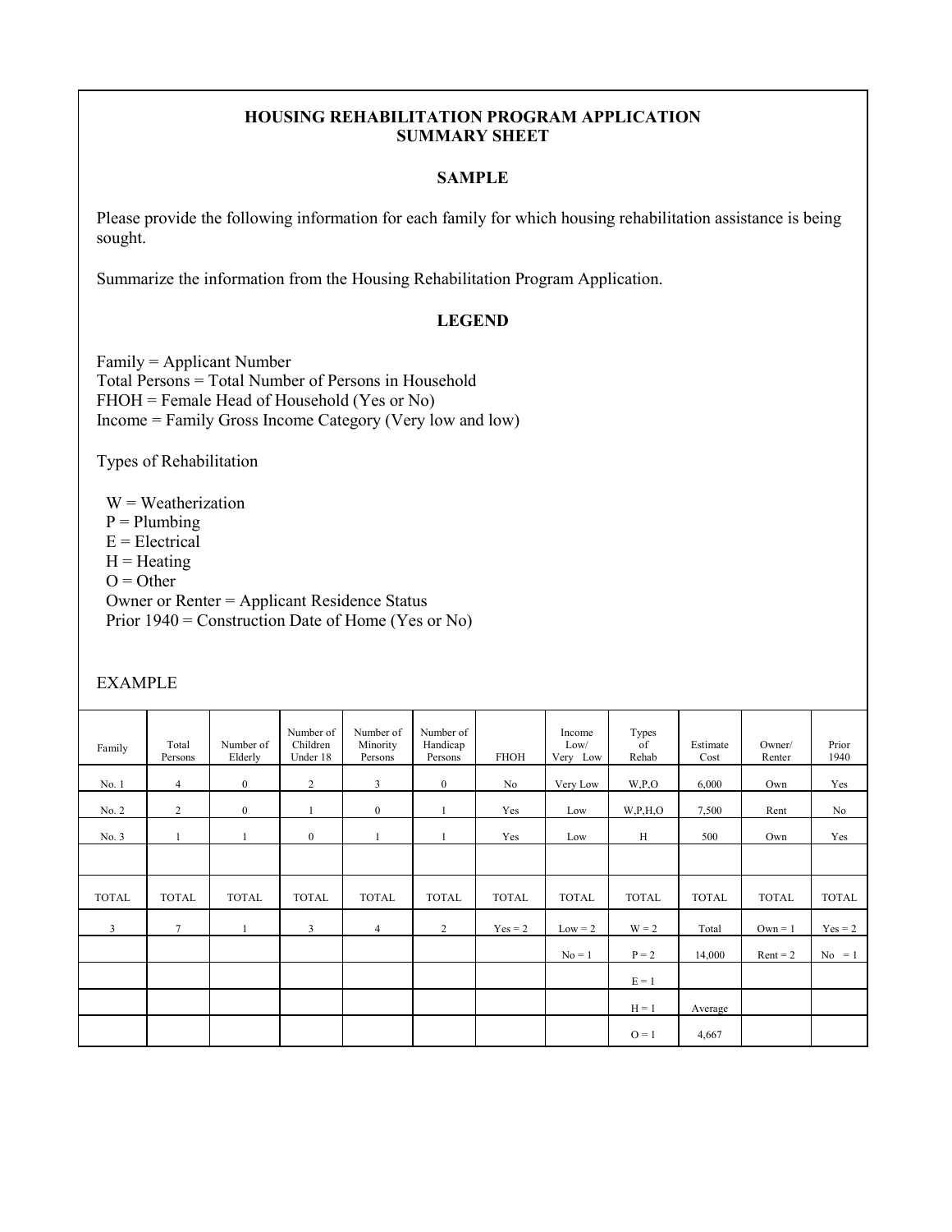**HOUSING REHABILITATION PROGRAM APPLICATION**
**SUMMARY SHEET**

**SAMPLE**

Please provide the following information for each family for which housing rehabilitation assistance is being sought.

Summarize the information from the Housing Rehabilitation Program Application.

**LEGEND**

Family = Applicant Number
Total Persons = Total Number of Persons in Household
FHOH = Female Head of Household (Yes or No)
Income = Family Gross Income Category (Very low and low)

Types of Rehabilitation

W = Weatherization
P = Plumbing
E = Electrical
H = Heating
O = Other
Owner or Renter = Applicant Residence Status
Prior 1940 = Construction Date of Home (Yes or No)

EXAMPLE

| Family | Total Persons | Number of Elderly | Number of Children Under 18 | Number of Minority Persons | Number of Handicap Persons | FHOH | Income Low/ Very Low | Types of Rehab | Estimate Cost | Owner/ Renter | Prior 1940 |
|---|---|---|---|---|---|---|---|---|---|---|---|
| No. 1 | 4 | 0 | 2 | 3 | 0 | No | Very Low | W,P,O | 6,000 | Own | Yes |
| No. 2 | 2 | 0 | 1 | 0 | 1 | Yes | Low | W,P,H,O | 7,500 | Rent | No |
| No. 3 | 1 | 1 | 0 | 1 | 1 | Yes | Low | H | 500 | Own | Yes |
| | | | | | | | | | | | |
| TOTAL | TOTAL | TOTAL | TOTAL | TOTAL | TOTAL | TOTAL | TOTAL | TOTAL | TOTAL | TOTAL | TOTAL |
| 3 | 7 | 1 | 3 | 4 | 2 | Yes = 2 | Low = 2 | W = 2 | Total | Own = 1 | Yes = 2 |
| | | | | | | | No = 1 | P = 2 | 14,000 | Rent = 2 | No = 1 |
| | | | | | | | | E = 1 | | | |
| | | | | | | | | H = 1 | Average | | |
| | | | | | | | | O = 1 | 4,667 | | |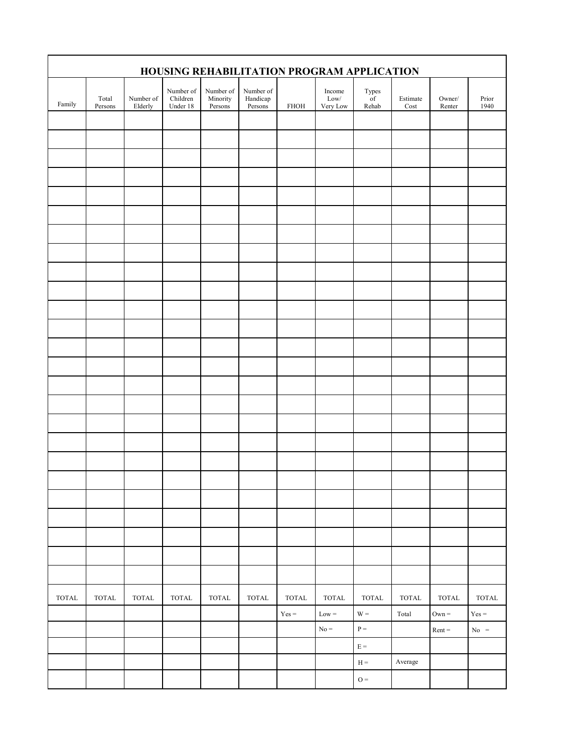# HOUSING REHABILITATION PROGRAM APPLICATION

| Family | Total Persons | Number of Elderly | Number of Children Under 18 | Number of Minority Persons | Number of Handicap Persons | FHOH | Income Low/ Very Low | Types of Rehab | Estimate Cost | Owner/ Renter | Prior 1940 |
|---|---|---|---|---|---|---|---|---|---|---|---|
| | | | | | | | | | | | |
| | | | | | | | | | | | |
| | | | | | | | | | | | |
| | | | | | | | | | | | |
| | | | | | | | | | | | |
| | | | | | | | | | | | |
| | | | | | | | | | | | |
| | | | | | | | | | | | |
| | | | | | | | | | | | |
| | | | | | | | | | | | |
| | | | | | | | | | | | |
| | | | | | | | | | | | |
| | | | | | | | | | | | |
| | | | | | | | | | | | |
| | | | | | | | | | | | |
| | | | | | | | | | | | |
| | | | | | | | | | | | |
| | | | | | | | | | | | |
| | | | | | | | | | | | |
| | | | | | | | | | | | |
| | | | | | | | | | | | |
| | | | | | | | | | | | |
| | | | | | | | | | | | |
| | | | | | | | | | | | |
| | | | | | | | | | | | |
| TOTAL | TOTAL | TOTAL | TOTAL | TOTAL | TOTAL | TOTAL | TOTAL | TOTAL | TOTAL | TOTAL | TOTAL |
| | | | | | | Yes = | Low = | W = | Total | Own = | Yes = |
| | | | | | | | No = | P = | | Rent = | No = |
| | | | | | | | | E = | | | |
| | | | | | | | | H = | Average | | |
| | | | | | | | | O = | | | |